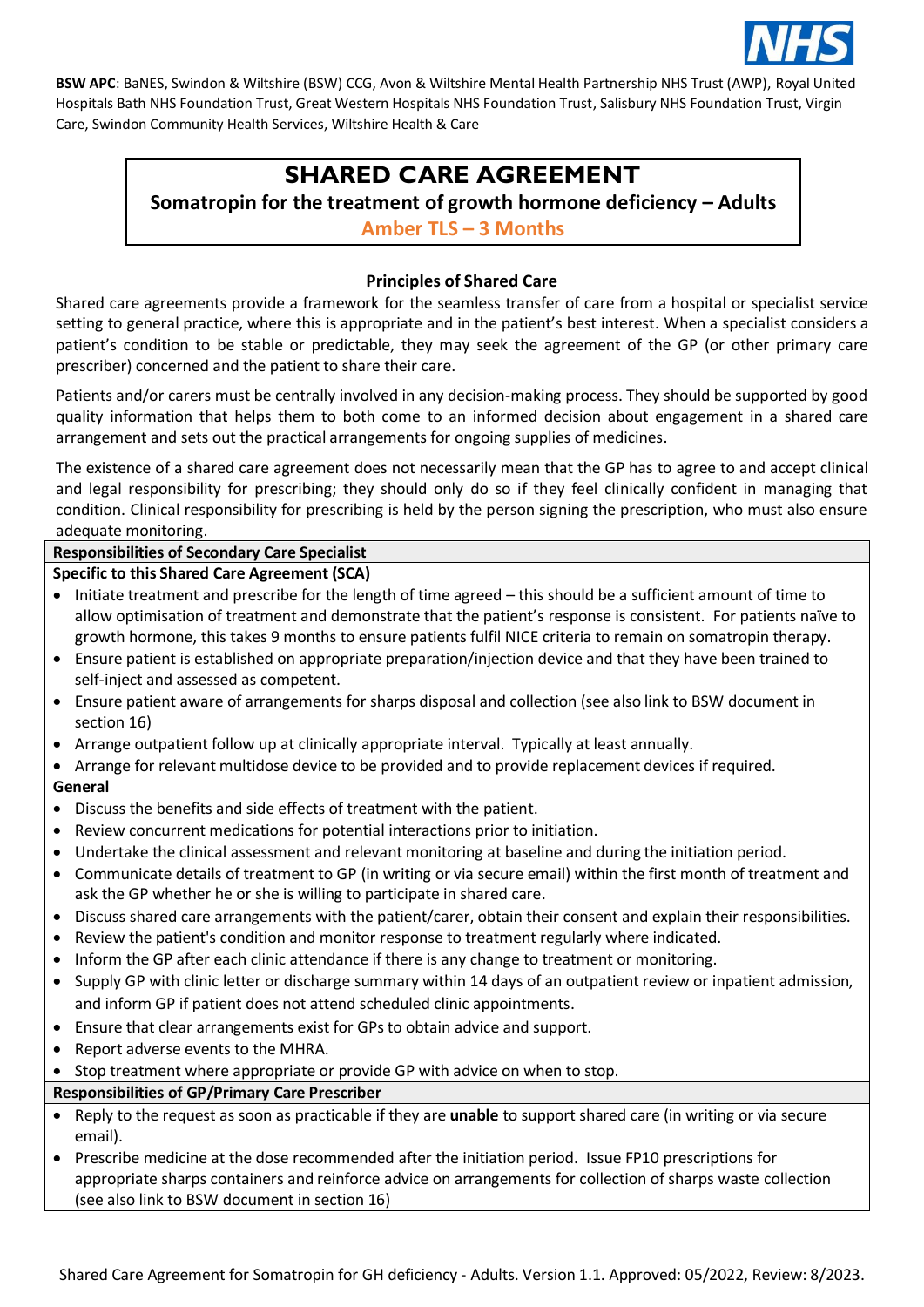**BSW APC**: BaNES, Swindon & Wiltshire (BSW) CCG, Avon & Wiltshire Mental Health Partnership NHS Trust (AWP), Royal United Hospitals Bath NHS Foundation Trust, Great Western Hospitals NHS Foundation Trust, Salisbury NHS Foundation Trust, Virgin Care, Swindon Community Health Services, Wiltshire Health & Care

# SHARED CARE AGREEMENT

## Somatropin for the treatment of growth hormone deficiency – Adults

### Amber TLS – 3 Months

### Principles of Shared Care

Shared care agreements provide a framework for the seamless transfer of care from a hospital or specialist service setting to general practice, where this is appropriate and in the patient's best interest. When a specialist considers a patient's condition to be stable or predictable, they may seek the agreement of the GP (or other primary care prescriber) concerned and the patient to share their care.

Patients and/or carers must be centrally involved in any decision-making process. They should be supported by good quality information that helps them to both come to an informed decision about engagement in a shared care arrangement and sets out the practical arrangements for ongoing supplies of medicines.

The existence of a shared care agreement does not necessarily mean that the GP has to agree to and accept clinical and legal responsibility for prescribing; they should only do so if they feel clinically confident in managing that condition. Clinical responsibility for prescribing is held by the person signing the prescription, who must also ensure adequate monitoring.

**Responsibilities of Secondary Care Specialist**

**Specific to this Shared Care Agreement (SCA)**

- Initiate treatment and prescribe for the length of time agreed – this should be a sufficient amount of time to allow optimisation of treatment and demonstrate that the patient's response is consistent. For patients naïve to growth hormone, this takes 9 months to ensure patients fulfil NICE criteria to remain on somatropin therapy.
- Ensure patient is established on appropriate preparation/injection device and that they have been trained to self-inject and assessed as competent.
- Ensure patient aware of arrangements for sharps disposal and collection (see also link to BSW document in section 16)
- Arrange outpatient follow up at clinically appropriate interval. Typically at least annually.
- Arrange for relevant multidose device to be provided and to provide replacement devices if required.

**General**

- Discuss the benefits and side effects of treatment with the patient.
- Review concurrent medications for potential interactions prior to initiation.
- Undertake the clinical assessment and relevant monitoring at baseline and during the initiation period.
- Communicate details of treatment to GP (in writing or via secure email) within the first month of treatment and ask the GP whether he or she is willing to participate in shared care.
- Discuss shared care arrangements with the patient/carer, obtain their consent and explain their responsibilities.
- Review the patient's condition and monitor response to treatment regularly where indicated.
- Inform the GP after each clinic attendance if there is any change to treatment or monitoring.
- Supply GP with clinic letter or discharge summary within 14 days of an outpatient review or inpatient admission, and inform GP if patient does not attend scheduled clinic appointments.
- Ensure that clear arrangements exist for GPs to obtain advice and support.
- Report adverse events to the MHRA.
- Stop treatment where appropriate or provide GP with advice on when to stop.

**Responsibilities of GP/Primary Care Prescriber**

- Reply to the request as soon as practicable if they are **unable** to support shared care (in writing or via secure email).
- Prescribe medicine at the dose recommended after the initiation period. Issue FP10 prescriptions for appropriate sharps containers and reinforce advice on arrangements for collection of sharps waste collection (see also link to BSW document in section 16)

Shared Care Agreement for Somatropin for GH deficiency - Adults. Version 1.1. Approved: 05/2022, Review: 8/2023.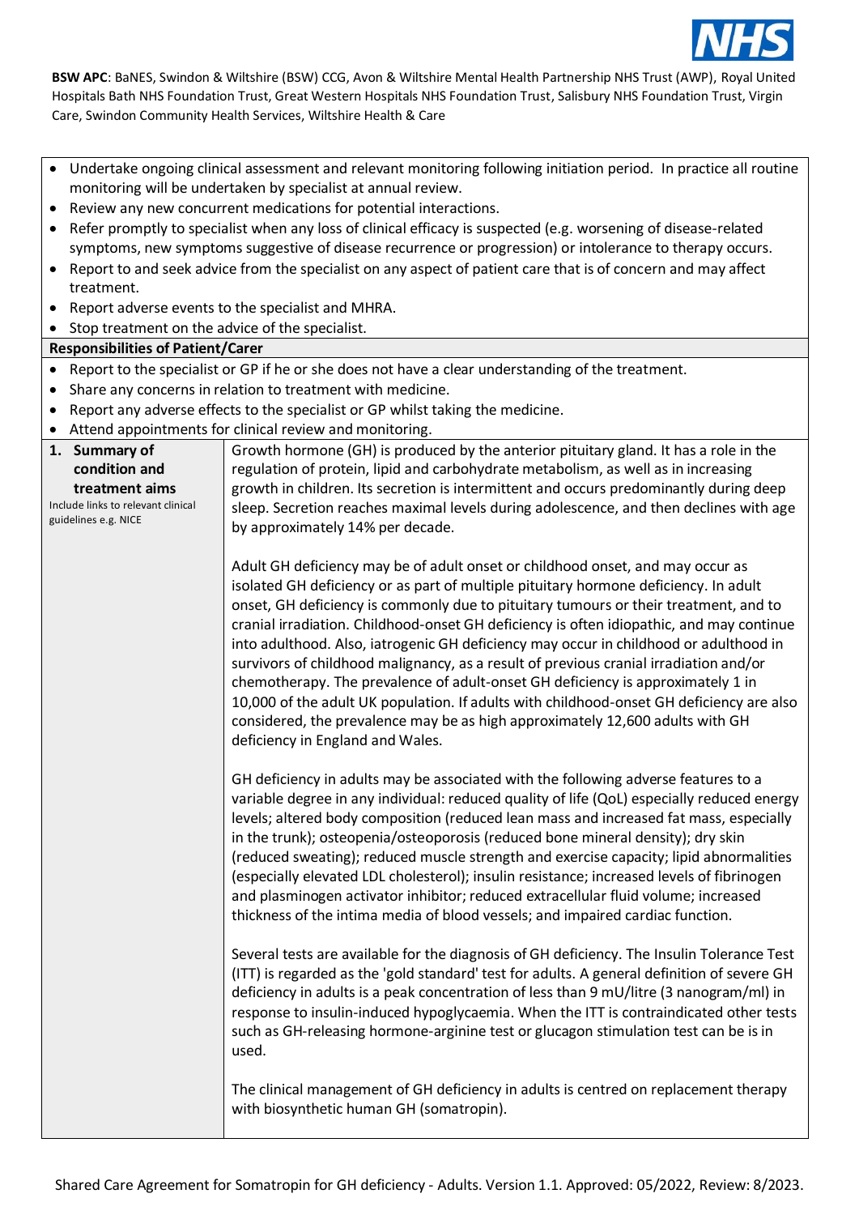- Undertake ongoing clinical assessment and relevant monitoring following initiation period. In practice all routine monitoring will be undertaken by specialist at annual review.
- Review any new concurrent medications for potential interactions.
- Refer promptly to specialist when any loss of clinical efficacy is suspected (e.g. worsening of disease-related symptoms, new symptoms suggestive of disease recurrence or progression) or intolerance to therapy occurs.
- Report to and seek advice from the specialist on any aspect of patient care that is of concern and may affect treatment.
- Report adverse events to the specialist and MHRA.
- Stop treatment on the advice of the specialist.

**Responsibilities of Patient/Carer**

- Report to the specialist or GP if he or she does not have a clear understanding of the treatment.
- Share any concerns in relation to treatment with medicine.
- Report any adverse effects to the specialist or GP whilst taking the medicine.
- Attend appointments for clinical review and monitoring.

| **1. Summary of condition and treatment aims** <br> Include links to relevant clinical guidelines e.g. NICE | Growth hormone (GH) is produced by the anterior pituitary gland. It has a role in the regulation of protein, lipid and carbohydrate metabolism, as well as in increasing growth in children. Its secretion is intermittent and occurs predominantly during deep sleep. Secretion reaches maximal levels during adolescence, and then declines with age by approximately 14% per decade. <br><br> Adult GH deficiency may be of adult onset or childhood onset, and may occur as isolated GH deficiency or as part of multiple pituitary hormone deficiency. In adult onset, GH deficiency is commonly due to pituitary tumours or their treatment, and to cranial irradiation. Childhood-onset GH deficiency is often idiopathic, and may continue into adulthood. Also, iatrogenic GH deficiency may occur in childhood or adulthood in survivors of childhood malignancy, as a result of previous cranial irradiation and/or chemotherapy. The prevalence of adult-onset GH deficiency is approximately 1 in 10,000 of the adult UK population. If adults with childhood-onset GH deficiency are also considered, the prevalence may be as high approximately 12,600 adults with GH deficiency in England and Wales. <br><br> GH deficiency in adults may be associated with the following adverse features to a variable degree in any individual: reduced quality of life (QoL) especially reduced energy levels; altered body composition (reduced lean mass and increased fat mass, especially in the trunk); osteopenia/osteoporosis (reduced bone mineral density); dry skin (reduced sweating); reduced muscle strength and exercise capacity; lipid abnormalities (especially elevated LDL cholesterol); insulin resistance; increased levels of fibrinogen and plasminogen activator inhibitor; reduced extracellular fluid volume; increased thickness of the intima media of blood vessels; and impaired cardiac function. <br><br> Several tests are available for the diagnosis of GH deficiency. The Insulin Tolerance Test (ITT) is regarded as the 'gold standard' test for adults. A general definition of severe GH deficiency in adults is a peak concentration of less than 9 mU/litre (3 nanogram/ml) in response to insulin-induced hypoglycaemia. When the ITT is contraindicated other tests such as GH-releasing hormone-arginine test or glucagon stimulation test can be is in used. <br><br> The clinical management of GH deficiency in adults is centred on replacement therapy with biosynthetic human GH (somatropin). |
|---|---|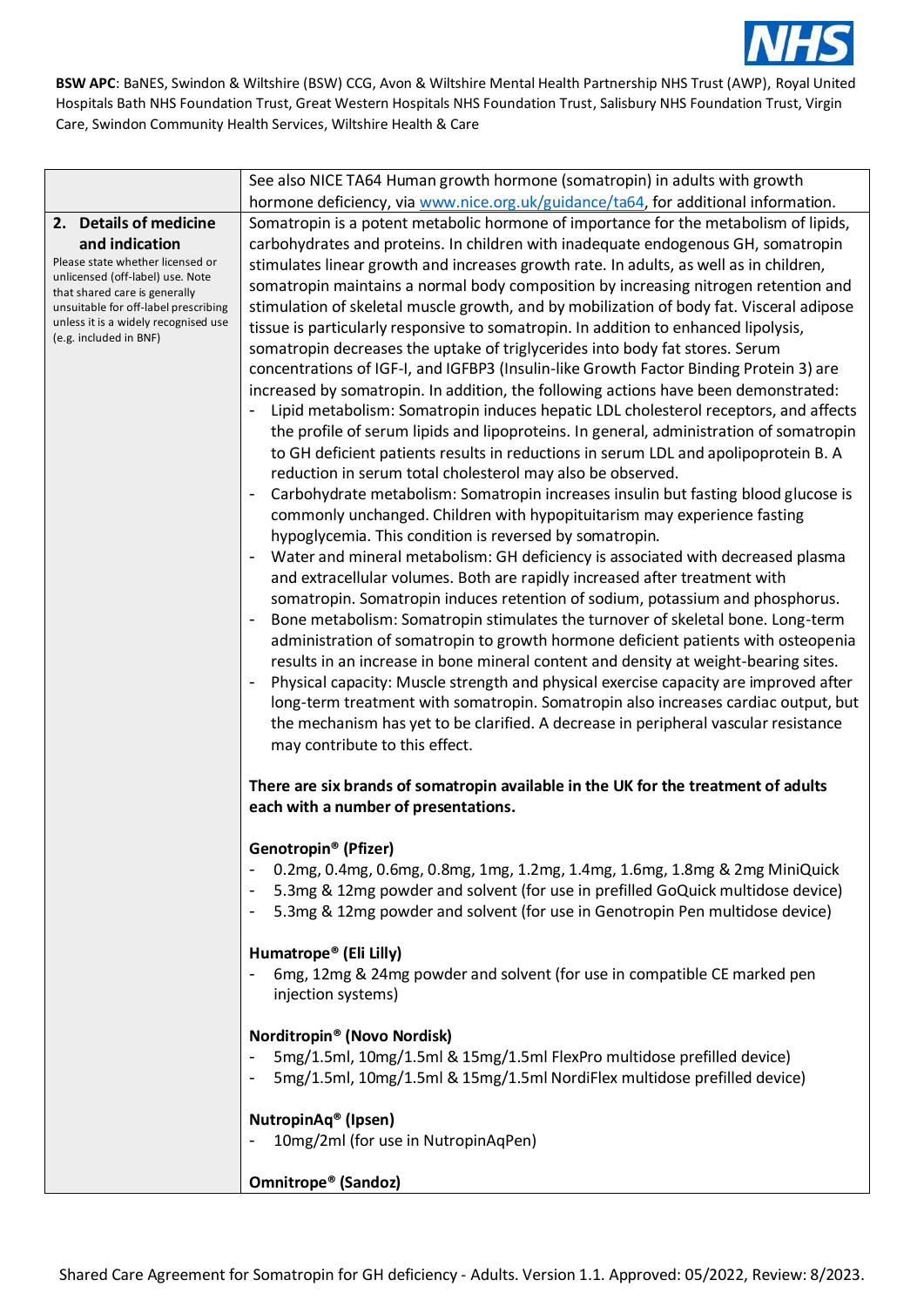| | |
|---|---|
| | See also NICE TA64 Human growth hormone (somatropin) in adults with growth hormone deficiency, via [www.nice.org.uk/guidance/ta64](www.nice.org.uk/guidance/ta64), for additional information. |
| **2. Details of medicine and indication**<br>Please state whether licensed or unlicensed (off-label) use. Note that shared care is generally unsuitable for off-label prescribing unless it is a widely recognised use (e.g. included in BNF) | Somatropin is a potent metabolic hormone of importance for the metabolism of lipids, carbohydrates and proteins. In children with inadequate endogenous GH, somatropin stimulates linear growth and increases growth rate. In adults, as well as in children, somatropin maintains a normal body composition by increasing nitrogen retention and stimulation of skeletal muscle growth, and by mobilization of body fat. Visceral adipose tissue is particularly responsive to somatropin. In addition to enhanced lipolysis, somatropin decreases the uptake of triglycerides into body fat stores. Serum concentrations of IGF-I, and IGFBP3 (Insulin-like Growth Factor Binding Protein 3) are increased by somatropin. In addition, the following actions have been demonstrated:<br>- Lipid metabolism: Somatropin induces hepatic LDL cholesterol receptors, and affects the profile of serum lipids and lipoproteins. In general, administration of somatropin to GH deficient patients results in reductions in serum LDL and apolipoprotein B. A reduction in serum total cholesterol may also be observed.<br>- Carbohydrate metabolism: Somatropin increases insulin but fasting blood glucose is commonly unchanged. Children with hypopituitarism may experience fasting hypoglycemia. This condition is reversed by somatropin.<br>- Water and mineral metabolism: GH deficiency is associated with decreased plasma and extracellular volumes. Both are rapidly increased after treatment with somatropin. Somatropin induces retention of sodium, potassium and phosphorus.<br>- Bone metabolism: Somatropin stimulates the turnover of skeletal bone. Long-term administration of somatropin to growth hormone deficient patients with osteopenia results in an increase in bone mineral content and density at weight-bearing sites.<br>- Physical capacity: Muscle strength and physical exercise capacity are improved after long-term treatment with somatropin. Somatropin also increases cardiac output, but the mechanism has yet to be clarified. A decrease in peripheral vascular resistance may contribute to this effect.<br><br>**There are six brands of somatropin available in the UK for the treatment of adults each with a number of presentations.**<br><br>**Genotropin® (Pfizer)**<br>- 0.2mg, 0.4mg, 0.6mg, 0.8mg, 1mg, 1.2mg, 1.4mg, 1.6mg, 1.8mg & 2mg MiniQuick<br>- 5.3mg & 12mg powder and solvent (for use in prefilled GoQuick multidose device)<br>- 5.3mg & 12mg powder and solvent (for use in Genotropin Pen multidose device)<br><br>**Humatrope® (Eli Lilly)**<br>- 6mg, 12mg & 24mg powder and solvent (for use in compatible CE marked pen injection systems)<br><br>**Norditropin® (Novo Nordisk)**<br>- 5mg/1.5ml, 10mg/1.5ml & 15mg/1.5ml FlexPro multidose prefilled device)<br>- 5mg/1.5ml, 10mg/1.5ml & 15mg/1.5ml NordiFlex multidose prefilled device)<br><br>**NutropinAq® (Ipsen)**<br>- 10mg/2ml (for use in NutropinAqPen)<br><br>**Omnitrope® (Sandoz)** |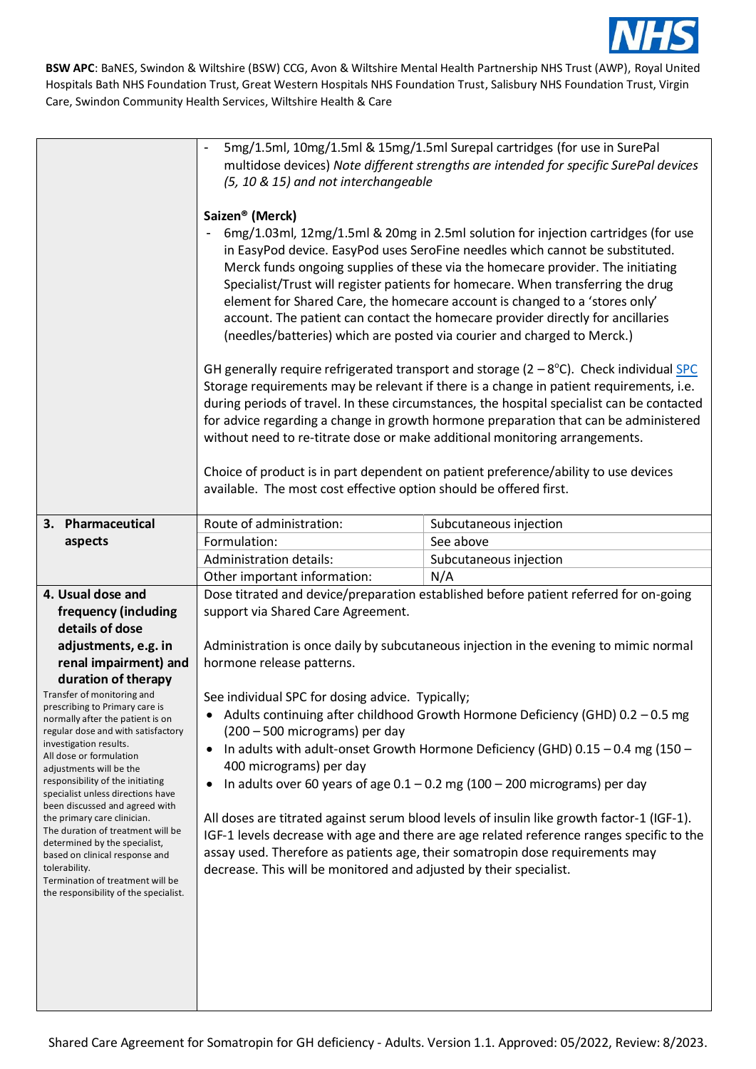BSW APC: BaNES, Swindon & Wiltshire (BSW) CCG, Avon & Wiltshire Mental Health Partnership NHS Trust (AWP), Royal United Hospitals Bath NHS Foundation Trust, Great Western Hospitals NHS Foundation Trust, Salisbury NHS Foundation Trust, Virgin Care, Swindon Community Health Services, Wiltshire Health & Care

| | | |
|---|---|---|
| | - 5mg/1.5ml, 10mg/1.5ml & 15mg/1.5ml Surepal cartridges (for use in SurePal multidose devices) *Note different strengths are intended for specific SurePal devices (5, 10 & 15) and not interchangeable*<br><br>**Saizen® (Merck)**<br>- 6mg/1.03ml, 12mg/1.5ml & 20mg in 2.5ml solution for injection cartridges (for use in EasyPod device. EasyPod uses SeroFine needles which cannot be substituted. Merck funds ongoing supplies of these via the homecare provider. The initiating Specialist/Trust will register patients for homecare. When transferring the drug element for Shared Care, the homecare account is changed to a 'stores only' account. The patient can contact the homecare provider directly for ancillaries (needles/batteries) which are posted via courier and charged to Merck.)<br><br>GH generally require refrigerated transport and storage (2 – 8°C). Check individual SPC Storage requirements may be relevant if there is a change in patient requirements, i.e. during periods of travel. In these circumstances, the hospital specialist can be contacted for advice regarding a change in growth hormone preparation that can be administered without need to re-titrate dose or make additional monitoring arrangements.<br><br>Choice of product is in part dependent on patient preference/ability to use devices available. The most cost effective option should be offered first. | |
| **3. Pharmaceutical aspects** | Route of administration: | Subcutaneous injection |
| | Formulation: | See above |
| | Administration details: | Subcutaneous injection |
| | Other important information: | N/A |
| **4. Usual dose and frequency (including details of dose adjustments, e.g. in renal impairment) and duration of therapy**<br>Transfer of monitoring and prescribing to Primary care is normally after the patient is on regular dose and with satisfactory investigation results.<br>All dose or formulation adjustments will be the responsibility of the initiating specialist unless directions have been discussed and agreed with the primary care clinician.<br>The duration of treatment will be determined by the specialist, based on clinical response and tolerability.<br>Termination of treatment will be the responsibility of the specialist. | Dose titrated and device/preparation established before patient referred for on-going support via Shared Care Agreement.<br><br>Administration is once daily by subcutaneous injection in the evening to mimic normal hormone release patterns.<br><br>See individual SPC for dosing advice. Typically;<br>• Adults continuing after childhood Growth Hormone Deficiency (GHD) 0.2 – 0.5 mg (200 – 500 micrograms) per day<br>• In adults with adult-onset Growth Hormone Deficiency (GHD) 0.15 – 0.4 mg (150 – 400 micrograms) per day<br>• In adults over 60 years of age 0.1 – 0.2 mg (100 – 200 micrograms) per day<br><br>All doses are titrated against serum blood levels of insulin like growth factor-1 (IGF-1). IGF-1 levels decrease with age and there are age related reference ranges specific to the assay used. Therefore as patients age, their somatropin dose requirements may decrease. This will be monitored and adjusted by their specialist. | |

Shared Care Agreement for Somatropin for GH deficiency - Adults. Version 1.1. Approved: 05/2022, Review: 8/2023.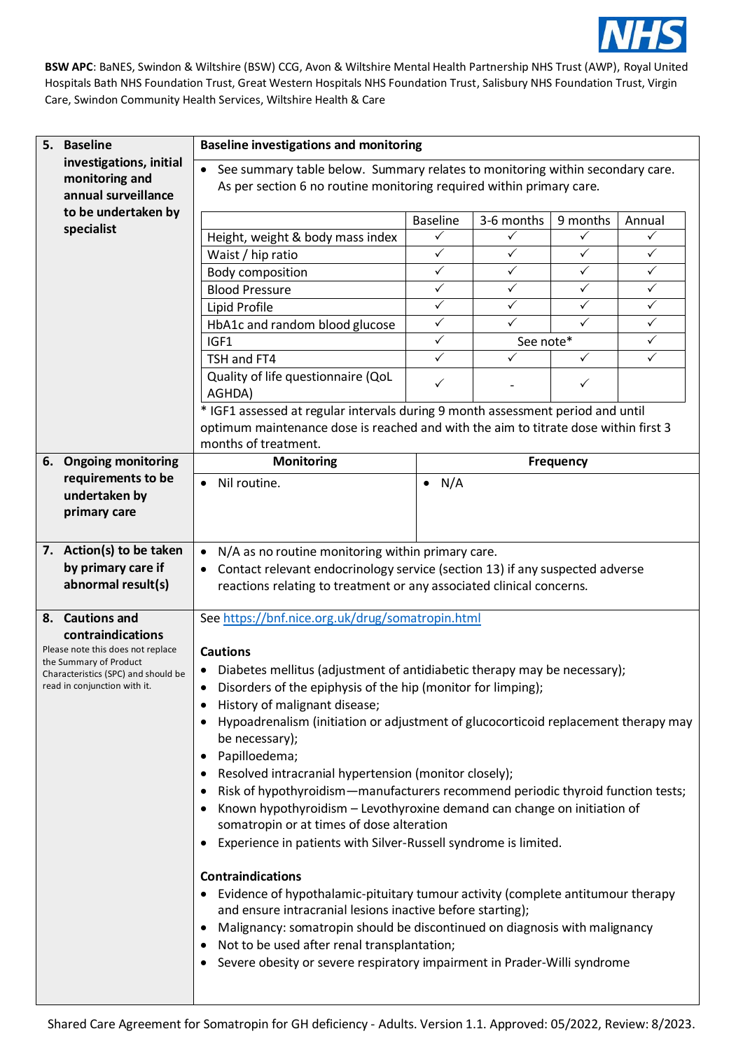**BSW APC**: BaNES, Swindon & Wiltshire (BSW) CCG, Avon & Wiltshire Mental Health Partnership NHS Trust (AWP), Royal United Hospitals Bath NHS Foundation Trust, Great Western Hospitals NHS Foundation Trust, Salisbury NHS Foundation Trust, Virgin Care, Swindon Community Health Services, Wiltshire Health & Care

## 5. Baseline investigations, initial monitoring and annual surveillance to be undertaken by specialist

**Baseline investigations and monitoring**

- See summary table below. Summary relates to monitoring within secondary care. As per section 6 no routine monitoring required within primary care.

| | Baseline | 3-6 months | 9 months | Annual |
|---|---|---|---|---|
| Height, weight & body mass index | ✓ | ✓ | ✓ | ✓ |
| Waist / hip ratio | ✓ | ✓ | ✓ | ✓ |
| Body composition | ✓ | ✓ | ✓ | ✓ |
| Blood Pressure | ✓ | ✓ | ✓ | ✓ |
| Lipid Profile | ✓ | ✓ | ✓ | ✓ |
| HbA1c and random blood glucose | ✓ | ✓ | ✓ | ✓ |
| IGF1 | ✓ | See note* | | ✓ |
| TSH and FT4 | ✓ | ✓ | ✓ | ✓ |
| Quality of life questionnaire (QoL AGHDA) | ✓ | - | ✓ | |

* IGF1 assessed at regular intervals during 9 month assessment period and until optimum maintenance dose is reached and with the aim to titrate dose within first 3 months of treatment.

## 6. Ongoing monitoring requirements to be undertaken by primary care

| Monitoring | Frequency |
|---|---|
| • Nil routine. | • N/A |

## 7. Action(s) to be taken by primary care if abnormal result(s)

- N/A as no routine monitoring within primary care.
- Contact relevant endocrinology service (section 13) if any suspected adverse reactions relating to treatment or any associated clinical concerns.

## 8. Cautions and contraindications

Please note this does not replace the Summary of Product Characteristics (SPC) and should be read in conjunction with it.

See https://bnf.nice.org.uk/drug/somatropin.html

**Cautions**

- Diabetes mellitus (adjustment of antidiabetic therapy may be necessary);
- Disorders of the epiphysis of the hip (monitor for limping);
- History of malignant disease;
- Hypoadrenalism (initiation or adjustment of glucocorticoid replacement therapy may be necessary);
- Papilloedema;
- Resolved intracranial hypertension (monitor closely);
- Risk of hypothyroidism—manufacturers recommend periodic thyroid function tests;
- Known hypothyroidism – Levothyroxine demand can change on initiation of somatropin or at times of dose alteration
- Experience in patients with Silver-Russell syndrome is limited.

**Contraindications**

- Evidence of hypothalamic-pituitary tumour activity (complete antitumour therapy and ensure intracranial lesions inactive before starting);
- Malignancy: somatropin should be discontinued on diagnosis with malignancy
- Not to be used after renal transplantation;
- Severe obesity or severe respiratory impairment in Prader-Willi syndrome

Shared Care Agreement for Somatropin for GH deficiency - Adults. Version 1.1. Approved: 05/2022, Review: 8/2023.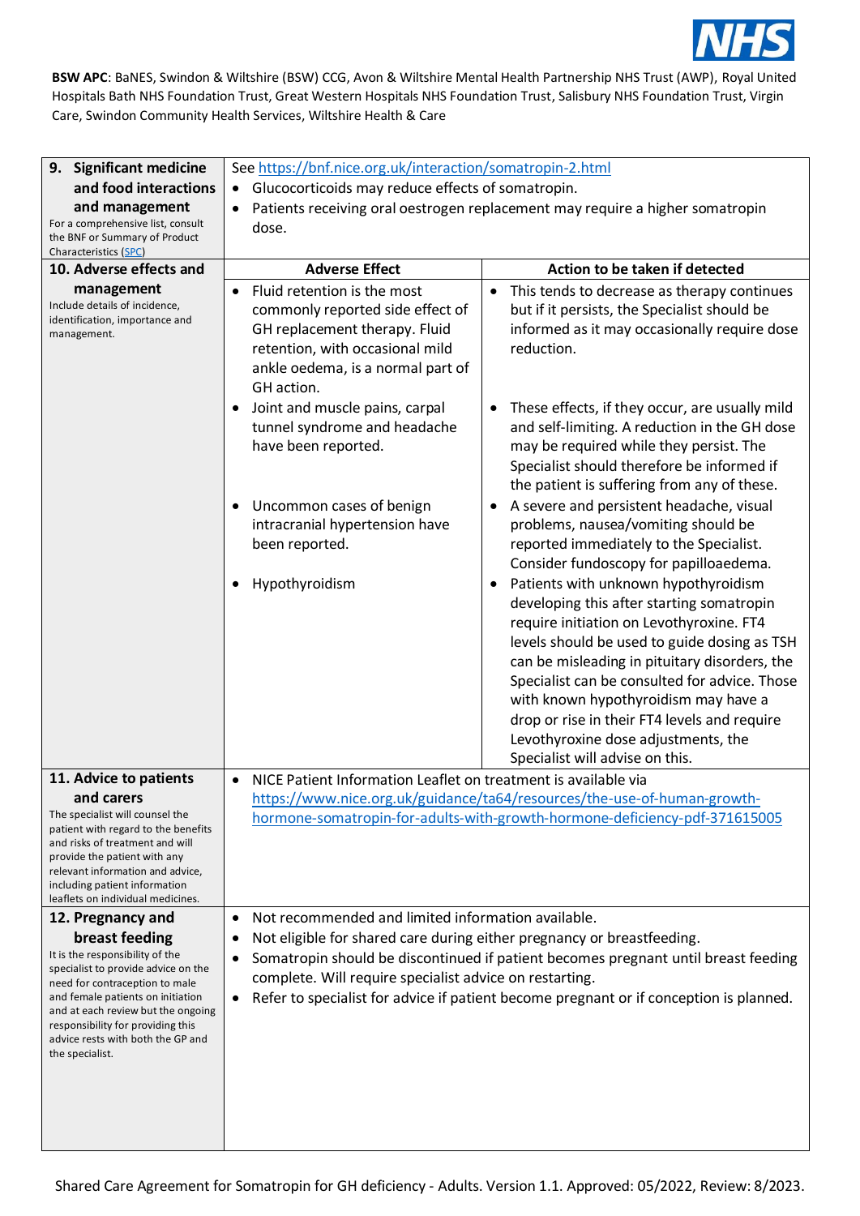**BSW APC**: BaNES, Swindon & Wiltshire (BSW) CCG, Avon & Wiltshire Mental Health Partnership NHS Trust (AWP), Royal United Hospitals Bath NHS Foundation Trust, Great Western Hospitals NHS Foundation Trust, Salisbury NHS Foundation Trust, Virgin Care, Swindon Community Health Services, Wiltshire Health & Care

| | | |
|---|---|---|
| **9. Significant medicine and food interactions and management**<br>For a comprehensive list, consult the BNF or Summary of Product Characteristics (SPC) | See https://bnf.nice.org.uk/interaction/somatropin-2.html<br>• Glucocorticoids may reduce effects of somatropin.<br>• Patients receiving oral oestrogen replacement may require a higher somatropin dose. | |
| **10. Adverse effects and management**<br>Include details of incidence, identification, importance and management. | **Adverse Effect** | **Action to be taken if detected** |
| | • Fluid retention is the most commonly reported side effect of GH replacement therapy. Fluid retention, with occasional mild ankle oedema, is a normal part of GH action. | • This tends to decrease as therapy continues but if it persists, the Specialist should be informed as it may occasionally require dose reduction. |
| | • Joint and muscle pains, carpal tunnel syndrome and headache have been reported. | • These effects, if they occur, are usually mild and self-limiting. A reduction in the GH dose may be required while they persist. The Specialist should therefore be informed if the patient is suffering from any of these. |
| | • Uncommon cases of benign intracranial hypertension have been reported. | • A severe and persistent headache, visual problems, nausea/vomiting should be reported immediately to the Specialist. Consider fundoscopy for papilloaedema. |
| | • Hypothyroidism | • Patients with unknown hypothyroidism developing this after starting somatropin require initiation on Levothyroxine. FT4 levels should be used to guide dosing as TSH can be misleading in pituitary disorders, the Specialist can be consulted for advice. Those with known hypothyroidism may have a drop or rise in their FT4 levels and require Levothyroxine dose adjustments, the Specialist will advise on this. |
| **11. Advice to patients and carers**<br>The specialist will counsel the patient with regard to the benefits and risks of treatment and will provide the patient with any relevant information and advice, including patient information leaflets on individual medicines. | • NICE Patient Information Leaflet on treatment is available via https://www.nice.org.uk/guidance/ta64/resources/the-use-of-human-growth-hormone-somatropin-for-adults-with-growth-hormone-deficiency-pdf-371615005 | |
| **12. Pregnancy and breast feeding**<br>It is the responsibility of the specialist to provide advice on the need for contraception to male and female patients on initiation and at each review but the ongoing responsibility for providing this advice rests with both the GP and the specialist. | • Not recommended and limited information available.<br>• Not eligible for shared care during either pregnancy or breastfeeding.<br>• Somatropin should be discontinued if patient becomes pregnant until breast feeding complete. Will require specialist advice on restarting.<br>• Refer to specialist for advice if patient become pregnant or if conception is planned. | |

Shared Care Agreement for Somatropin for GH deficiency - Adults. Version 1.1. Approved: 05/2022, Review: 8/2023.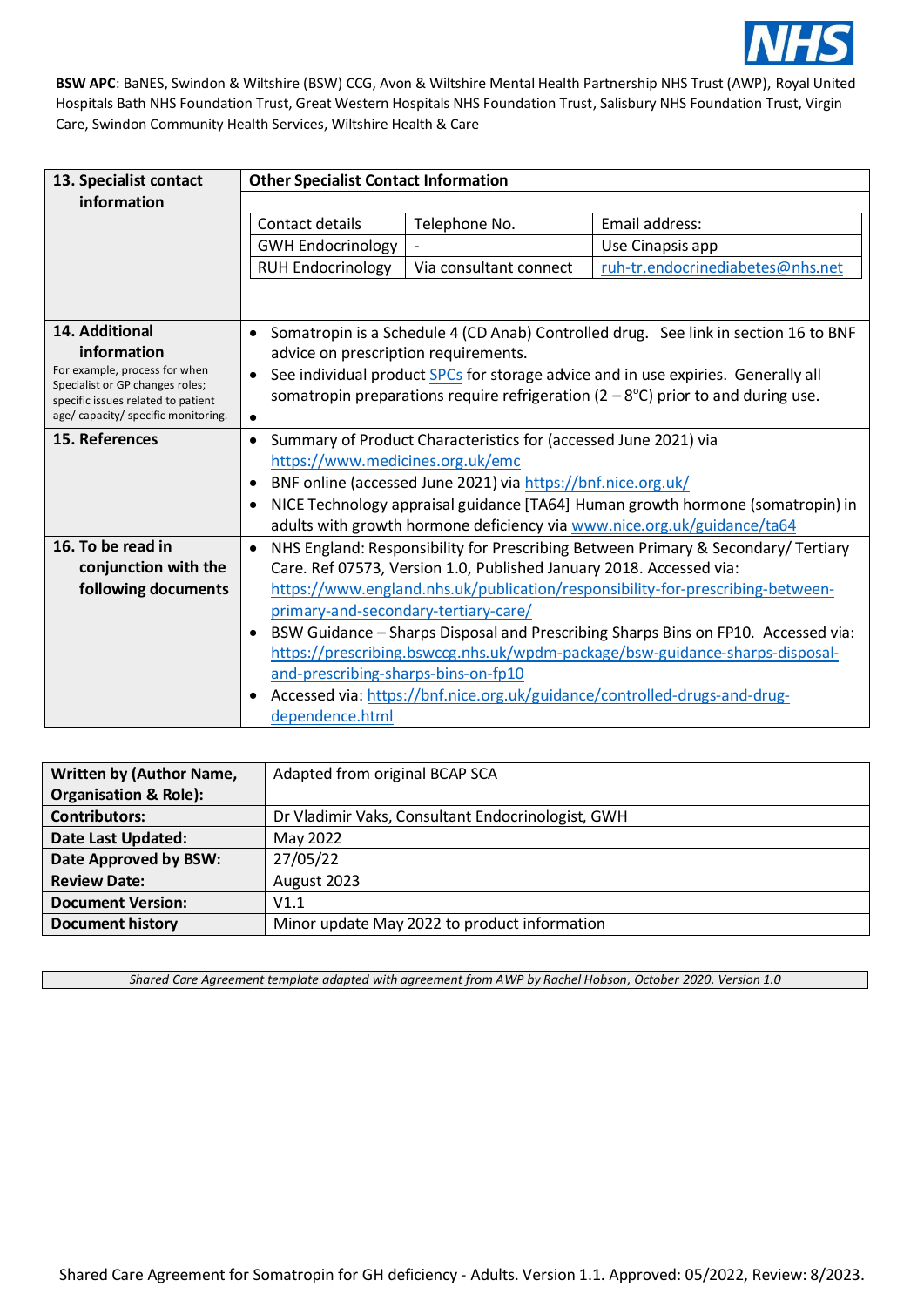**BSW APC**: BaNES, Swindon & Wiltshire (BSW) CCG, Avon & Wiltshire Mental Health Partnership NHS Trust (AWP), Royal United Hospitals Bath NHS Foundation Trust, Great Western Hospitals NHS Foundation Trust, Salisbury NHS Foundation Trust, Virgin Care, Swindon Community Health Services, Wiltshire Health & Care

| | |
|---|---|
| **13. Specialist contact information** | **Other Specialist Contact Information**<br><br>Contact details / Telephone No. / Email address:<br>GWH Endocrinology / - / Use Cinapsis app<br>RUH Endocrinology / Via consultant connect / ruh-tr.endocrinediabetes@nhs.net |
| **14. Additional information**<br>For example, process for when Specialist or GP changes roles; specific issues related to patient age/ capacity/ specific monitoring. | • Somatropin is a Schedule 4 (CD Anab) Controlled drug. See link in section 16 to BNF advice on prescription requirements.<br>• See individual product SPCs for storage advice and in use expiries. Generally all somatropin preparations require refrigeration (2 – 8°C) prior to and during use.<br>• |
| **15. References** | • Summary of Product Characteristics for (accessed June 2021) via https://www.medicines.org.uk/emc<br>• BNF online (accessed June 2021) via https://bnf.nice.org.uk/<br>• NICE Technology appraisal guidance [TA64] Human growth hormone (somatropin) in adults with growth hormone deficiency via www.nice.org.uk/guidance/ta64 |
| **16. To be read in conjunction with the following documents** | • NHS England: Responsibility for Prescribing Between Primary & Secondary/ Tertiary Care. Ref 07573, Version 1.0, Published January 2018. Accessed via: https://www.england.nhs.uk/publication/responsibility-for-prescribing-between-primary-and-secondary-tertiary-care/<br>• BSW Guidance – Sharps Disposal and Prescribing Sharps Bins on FP10. Accessed via: https://prescribing.bswccg.nhs.uk/wpdm-package/bsw-guidance-sharps-disposal-and-prescribing-sharps-bins-on-fp10<br>• Accessed via: https://bnf.nice.org.uk/guidance/controlled-drugs-and-drug-dependence.html |

| | |
|---|---|
| **Written by (Author Name, Organisation & Role):** | Adapted from original BCAP SCA |
| **Contributors:** | Dr Vladimir Vaks, Consultant Endocrinologist, GWH |
| **Date Last Updated:** | May 2022 |
| **Date Approved by BSW:** | 27/05/22 |
| **Review Date:** | August 2023 |
| **Document Version:** | V1.1 |
| **Document history** | Minor update May 2022 to product information |

*Shared Care Agreement template adapted with agreement from AWP by Rachel Hobson, October 2020. Version 1.0*